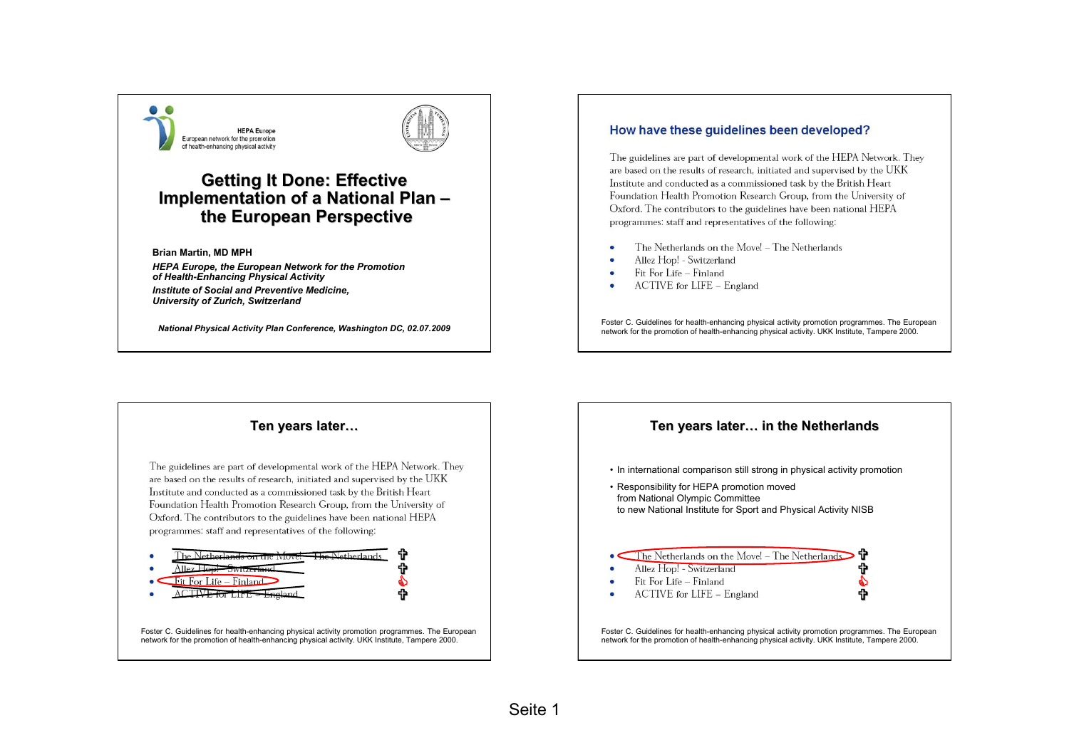HEPA Europe
European network for the promotion of health-enhancing physical activity

# Getting It Done: Effective Implementation of a National Plan – the European Perspective

**Brian Martin, MD MPH**

***HEPA Europe, the European Network for the Promotion of Health-Enhancing Physical Activity***

***Institute of Social and Preventive Medicine, University of Zurich, Switzerland***

***National Physical Activity Plan Conference, Washington DC, 02.07.2009***

---

## How have these guidelines been developed?

The guidelines are part of developmental work of the HEPA Network. They are based on the results of research, initiated and supervised by the UKK Institute and conducted as a commissioned task by the British Heart Foundation Health Promotion Research Group, from the University of Oxford. The contributors to the guidelines have been national HEPA programmes: staff and representatives of the following:

- The Netherlands on the Move! – The Netherlands
- Allez Hop! - Switzerland
- Fit For Life – Finland
- ACTIVE for LIFE – England

Foster C. Guidelines for health-enhancing physical activity promotion programmes. The European network for the promotion of health-enhancing physical activity. UKK Institute, Tampere 2000.

---

## Ten years later…

The guidelines are part of developmental work of the HEPA Network. They are based on the results of research, initiated and supervised by the UKK Institute and conducted as a commissioned task by the British Heart Foundation Health Promotion Research Group, from the University of Oxford. The contributors to the guidelines have been national HEPA programmes: staff and representatives of the following:

- ~~The Netherlands on the Move! – The Netherlands~~ ✝
- ~~Allez Hop! - Switzerland~~ ✝
- Fit For Life – Finland 👍
- ~~ACTIVE for LIFE – England~~ ✝

Foster C. Guidelines for health-enhancing physical activity promotion programmes. The European network for the promotion of health-enhancing physical activity. UKK Institute, Tampere 2000.

---

## Ten years later… in the Netherlands

- In international comparison still strong in physical activity promotion
- Responsibility for HEPA promotion moved from National Olympic Committee to new National Institute for Sport and Physical Activity NISB

- The Netherlands on the Move! – The Netherlands ✝
- Allez Hop! - Switzerland ✝
- Fit For Life – Finland 👍
- ACTIVE for LIFE – England ✝

Foster C. Guidelines for health-enhancing physical activity promotion programmes. The European network for the promotion of health-enhancing physical activity. UKK Institute, Tampere 2000.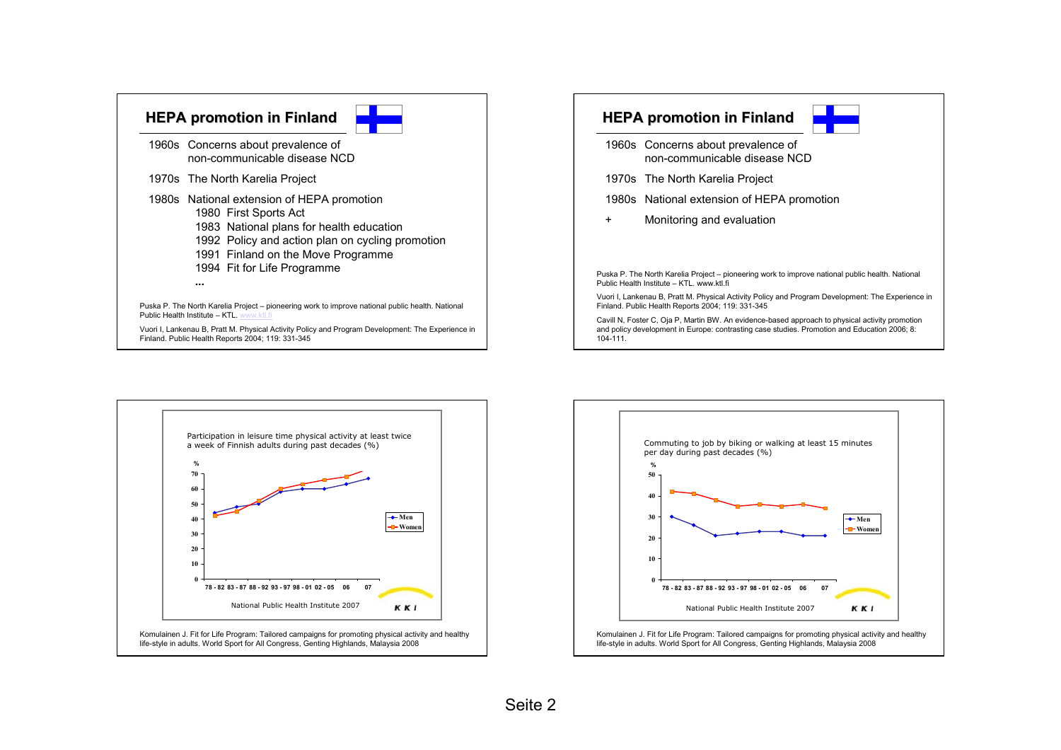## HEPA promotion in Finland

1960s Concerns about prevalence of non-communicable disease NCD

1970s The North Karelia Project

1980s National extension of HEPA promotion

- 1980 First Sports Act
- 1983 National plans for health education
- 1992 Policy and action plan on cycling promotion
- 1991 Finland on the Move Programme
- 1994 Fit for Life Programme
- ...

Puska P. The North Karelia Project – pioneering work to improve national public health. National Public Health Institute – KTL. www.ktl.fi

Vuori I, Lankenau B, Pratt M. Physical Activity Policy and Program Development: The Experience in Finland. Public Health Reports 2004; 119: 331-345

## HEPA promotion in Finland

1960s Concerns about prevalence of non-communicable disease NCD

1970s The North Karelia Project

1980s National extension of HEPA promotion

\+ Monitoring and evaluation

Puska P. The North Karelia Project – pioneering work to improve national public health. National Public Health Institute – KTL. www.ktl.fi

Vuori I, Lankenau B, Pratt M. Physical Activity Policy and Program Development: The Experience in Finland. Public Health Reports 2004; 119: 331-345

Cavill N, Foster C, Oja P, Martin BW. An evidence-based approach to physical activity promotion and policy development in Europe: contrasting case studies. Promotion and Education 2006; 8: 104-111.

Participation in leisure time physical activity at least twice a week of Finnish adults during past decades (%)

National Public Health Institute 2007

Komulainen J. Fit for Life Program: Tailored campaigns for promoting physical activity and healthy life-style in adults. World Sport for All Congress, Genting Highlands, Malaysia 2008

Commuting to job by biking or walking at least 15 minutes per day during past decades (%)

National Public Health Institute 2007

Komulainen J. Fit for Life Program: Tailored campaigns for promoting physical activity and healthy life-style in adults. World Sport for All Congress, Genting Highlands, Malaysia 2008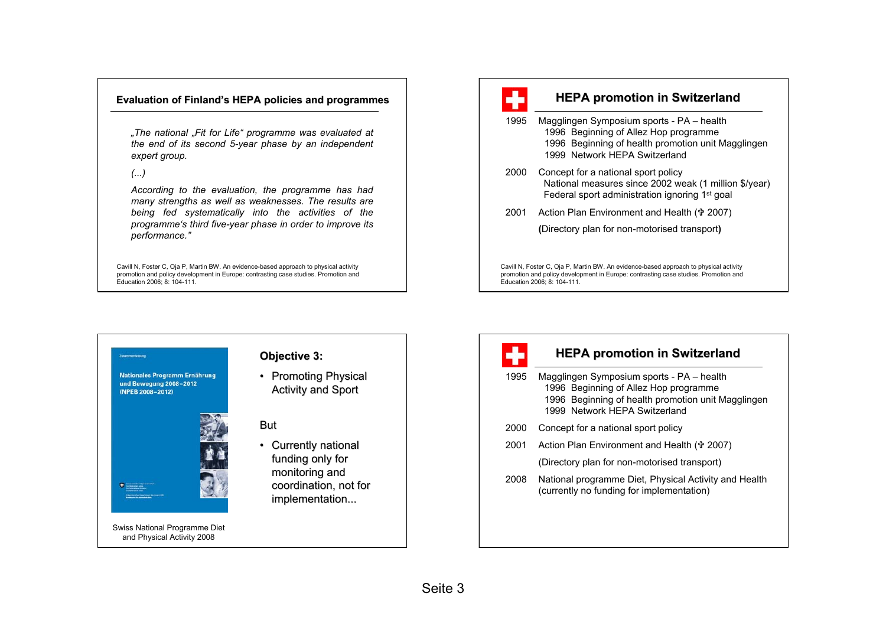## Evaluation of Finland's HEPA policies and programmes

*„The national „Fit for Life" programme was evaluated at the end of its second 5-year phase by an independent expert group.*

*(...)*

*According to the evaluation, the programme has had many strengths as well as weaknesses. The results are being fed systematically into the activities of the programme's third five-year phase in order to improve its performance."*

Cavill N, Foster C, Oja P, Martin BW. An evidence-based approach to physical activity promotion and policy development in Europe: contrasting case studies. Promotion and Education 2006; 8: 104-111.

## HEPA promotion in Switzerland

1995 Magglingen Symposium sports - PA – health
- 1996 Beginning of Allez Hop programme
- 1996 Beginning of health promotion unit Magglingen
- 1999 Network HEPA Switzerland

2000 Concept for a national sport policy
- National measures since 2002 weak (1 million $/year)
- Federal sport administration ignoring 1st goal

2001 Action Plan Environment and Health (✞ 2007)

(Directory plan for non-motorised transport)

Cavill N, Foster C, Oja P, Martin BW. An evidence-based approach to physical activity promotion and policy development in Europe: contrasting case studies. Promotion and Education 2006; 8: 104-111.

Zusammenfassung

Nationales Programm Ernährung und Bewegung 2008–2012 (NPEB 2008–2012)

Swiss National Programme Diet and Physical Activity 2008

**Objective 3:**

- Promoting Physical Activity and Sport

But

- Currently national funding only for monitoring and coordination, not for implementation...

## HEPA promotion in Switzerland

1995 Magglingen Symposium sports - PA – health
- 1996 Beginning of Allez Hop programme
- 1996 Beginning of health promotion unit Magglingen
- 1999 Network HEPA Switzerland

2000 Concept for a national sport policy

2001 Action Plan Environment and Health (✞ 2007)

(Directory plan for non-motorised transport)

2008 National programme Diet, Physical Activity and Health (currently no funding for implementation)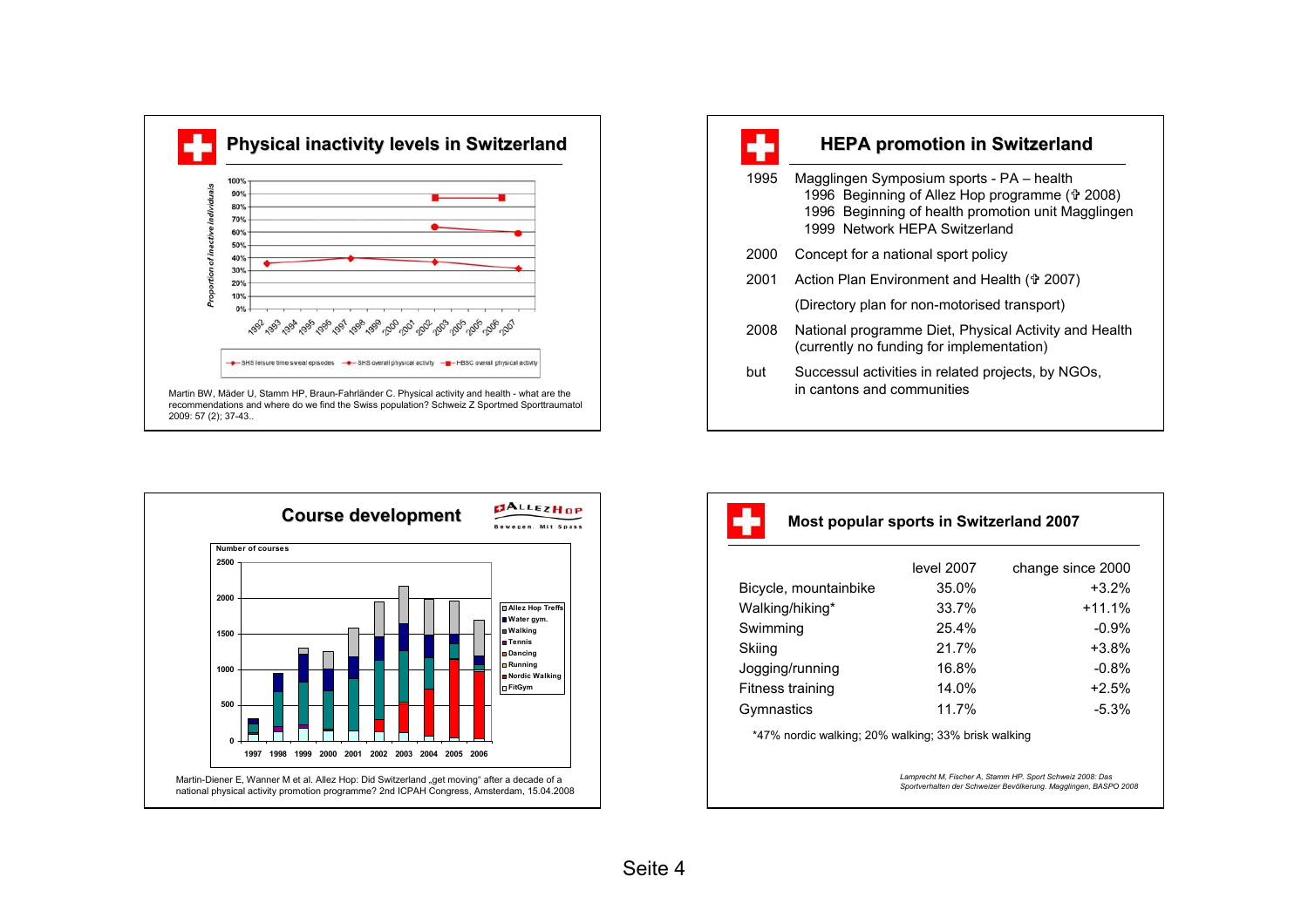## Physical inactivity levels in Switzerland

Proportion of inactive individuals

- SHS leisure time sweat episodes
- SHS overall physical activity
- HBSC overall physical activity

Martin BW, Mäder U, Stamm HP, Braun-Fahrländer C. Physical activity and health - what are the recommendations and where do we find the Swiss population? Schweiz Z Sportmed Sporttraumatol 2009: 57 (2); 37-43..

## HEPA promotion in Switzerland

| | |
|---|---|
| 1995 | Magglingen Symposium sports - PA – health |
| | 1996 Beginning of Allez Hop programme (✞ 2008) |
| | 1996 Beginning of health promotion unit Magglingen |
| | 1999 Network HEPA Switzerland |
| 2000 | Concept for a national sport policy |
| 2001 | Action Plan Environment and Health (✞ 2007) |
| | (Directory plan for non-motorised transport) |
| 2008 | National programme Diet, Physical Activity and Health (currently no funding for implementation) |
| but | Successul activities in related projects, by NGOs, in cantons and communities |

## Course development

ALLEZ HOP – Bewegen. Mit Spass

Number of courses (1997–2006): Allez Hop Treffs, Water gym., Walking, Tennis, Dancing, Running, Nordic Walking, FitGym

Martin-Diener E, Wanner M et al. Allez Hop: Did Switzerland „get moving" after a decade of a national physical activity promotion programme? 2nd ICPAH Congress, Amsterdam, 15.04.2008

## Most popular sports in Switzerland 2007

| | level 2007 | change since 2000 |
|---|---|---|
| Bicycle, mountainbike | 35.0% | +3.2% |
| Walking/hiking* | 33.7% | +11.1% |
| Swimming | 25.4% | -0.9% |
| Skiing | 21.7% | +3.8% |
| Jogging/running | 16.8% | -0.8% |
| Fitness training | 14.0% | +2.5% |
| Gymnastics | 11.7% | -5.3% |

*47% nordic walking; 20% walking; 33% brisk walking

*Lamprecht M, Fischer A, Stamm HP. Sport Schweiz 2008: Das Sportverhalten der Schweizer Bevölkerung. Magglingen, BASPO 2008*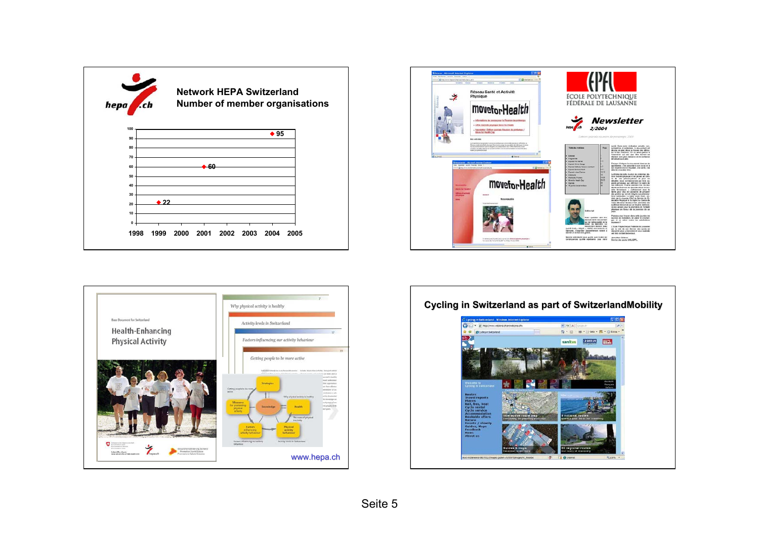## Network HEPA Switzerland
## Number of member organisations

| Year | Number of member organisations |
|---|---|
| 1999 | 22 |
| 2001 | 60 |
| 2004 | 95 |

**Newsletter** 2/2004

ÉCOLE POLYTECHNIQUE FÉDÉRALE DE LAUSANNE

Health-Enhancing Physical Activity

www.hepa.ch

## Cycling in Switzerland as part of SwitzerlandMobility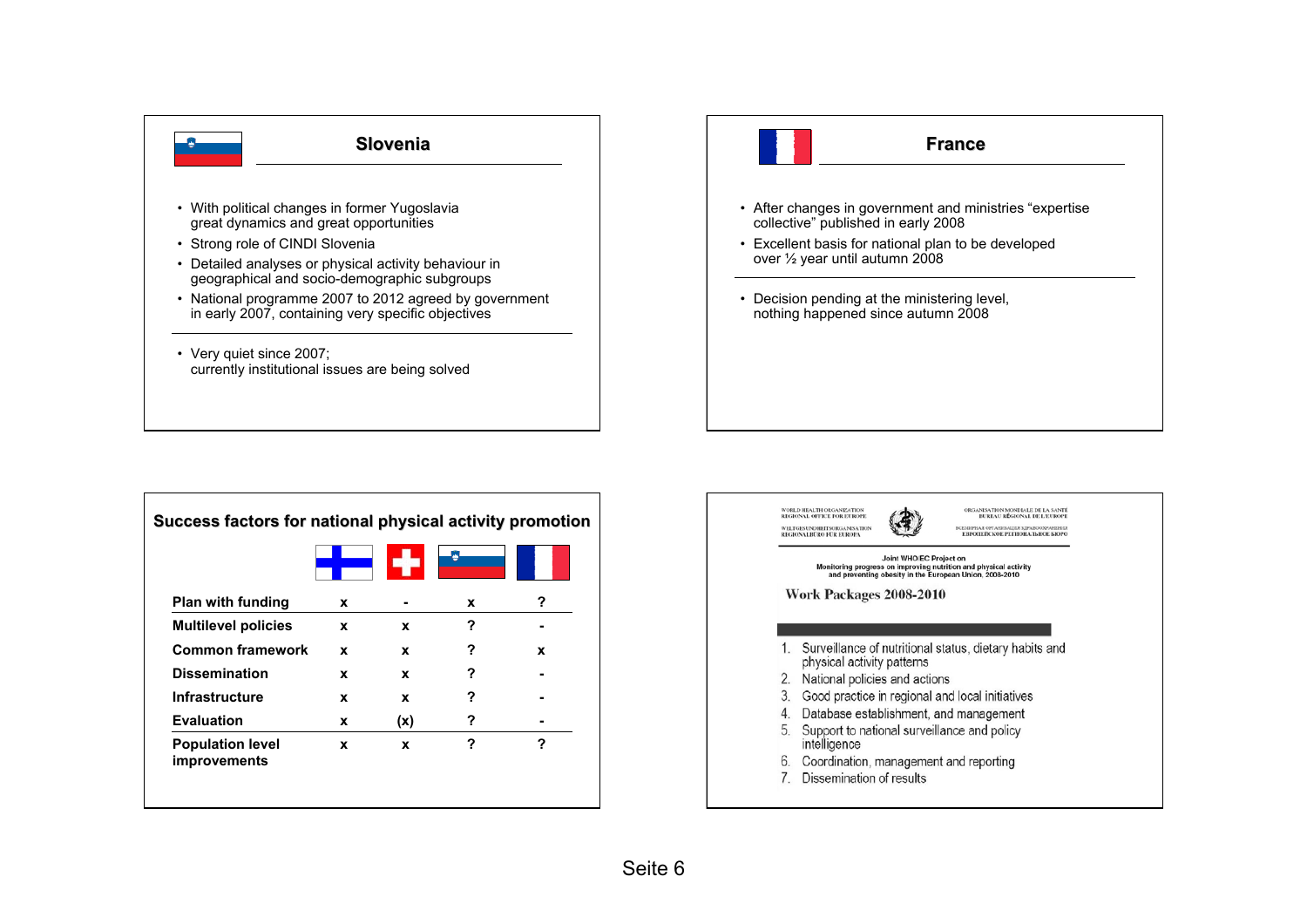## Slovenia

- With political changes in former Yugoslavia great dynamics and great opportunities
- Strong role of CINDI Slovenia
- Detailed analyses or physical activity behaviour in geographical and socio-demographic subgroups
- National programme 2007 to 2012 agreed by government in early 2007, containing very specific objectives

---

- Very quiet since 2007; currently institutional issues are being solved

## France

- After changes in government and ministries "expertise collective" published in early 2008
- Excellent basis for national plan to be developed over ½ year until autumn 2008

---

- Decision pending at the ministering level, nothing happened since autumn 2008

## Success factors for national physical activity promotion

| | Finland | Switzerland | Slovenia | France |
|---|---|---|---|---|
| **Plan with funding** | x | - | x | ? |
| **Multilevel policies** | x | x | ? | - |
| **Common framework** | x | x | ? | x |
| **Dissemination** | x | x | ? | - |
| **Infrastructure** | x | x | ? | - |
| **Evaluation** | x | (x) | ? | - |
| **Population level improvements** | x | x | ? | ? |

WORLD HEALTH ORGANIZATION REGIONAL OFFICE FOR EUROPE
WELTGESUNDHEITSORGANISATION REGIONALBÜRO FÜR EUROPA
ORGANISATION MONDIALE DE LA SANTÉ BUREAU RÉGIONAL DE L'EUROPE
ВСЕМИРНАЯ ОРГАНИЗАЦИЯ ЗДРАВООХРАНЕНИЯ ЕВРОПЕЙСКОЕ РЕГИОНАЛЬНОЕ БЮРО

Joint WHO/EC Project on
Monitoring progress on improving nutrition and physical activity and preventing obesity in the European Union, 2008-2010

### Work Packages 2008-2010

1. Surveillance of nutritional status, dietary habits and physical activity patterns
2. National policies and actions
3. Good practice in regional and local initiatives
4. Database establishment, and management
5. Support to national surveillance and policy intelligence
6. Coordination, management and reporting
7. Dissemination of results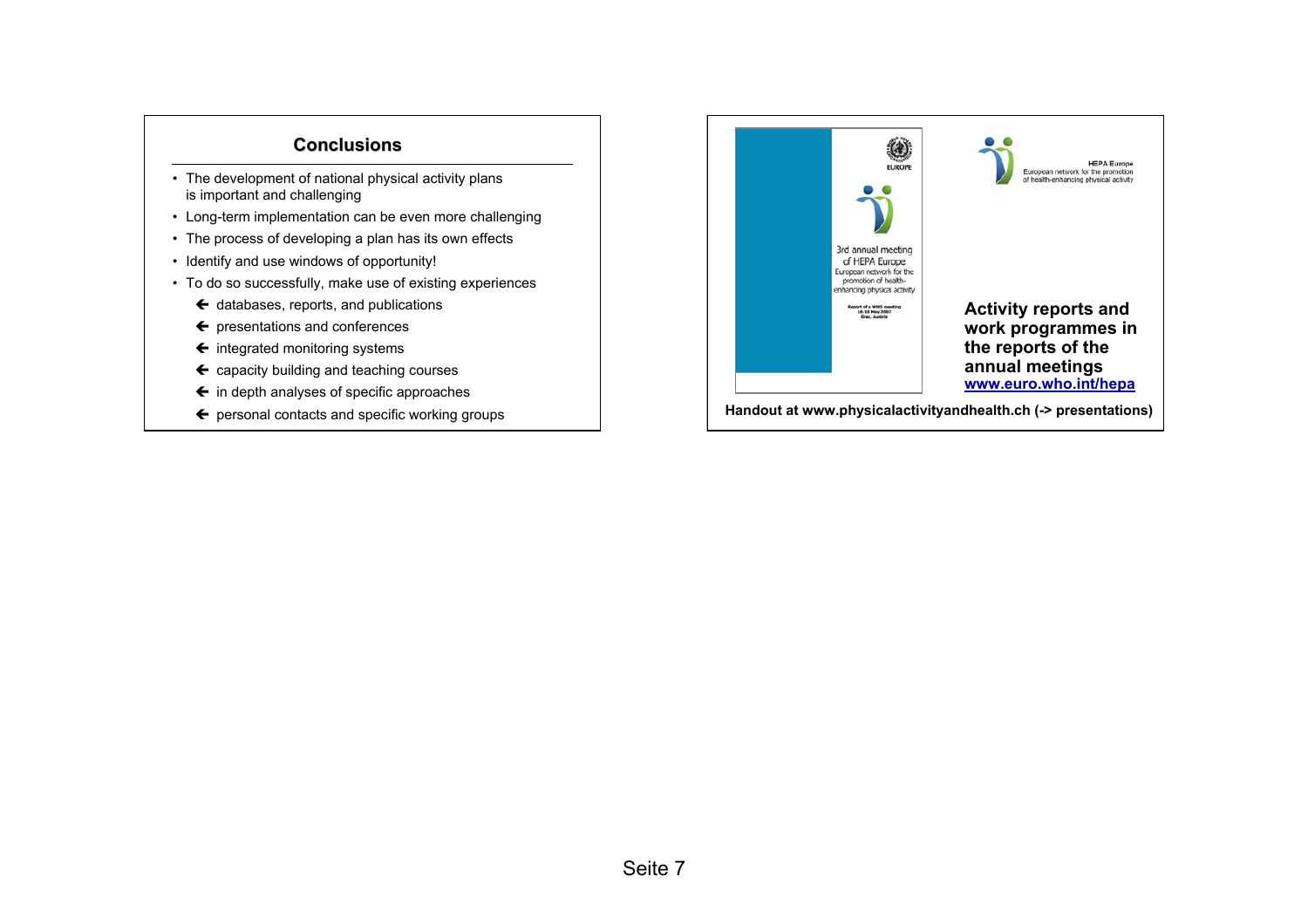## Conclusions

- The development of national physical activity plans is important and challenging
- Long-term implementation can be even more challenging
- The process of developing a plan has its own effects
- Identify and use windows of opportunity!
- To do so successfully, make use of existing experiences
  - ← databases, reports, and publications
  - ← presentations and conferences
  - ← integrated monitoring systems
  - ← capacity building and teaching courses
  - ← in depth analyses of specific approaches
  - ← personal contacts and specific working groups

EUROPE

3rd annual meeting of HEPA Europe
European network for the promotion of health-enhancing physical activity

Report of a WHO meeting
16-18 May 2007
Graz, Austria

HEPA Europe
European network for the promotion of health-enhancing physical activity

**Activity reports and work programmes in the reports of the annual meetings**
**www.euro.who.int/hepa**

**Handout at www.physicalactivityandhealth.ch (-> presentations)**